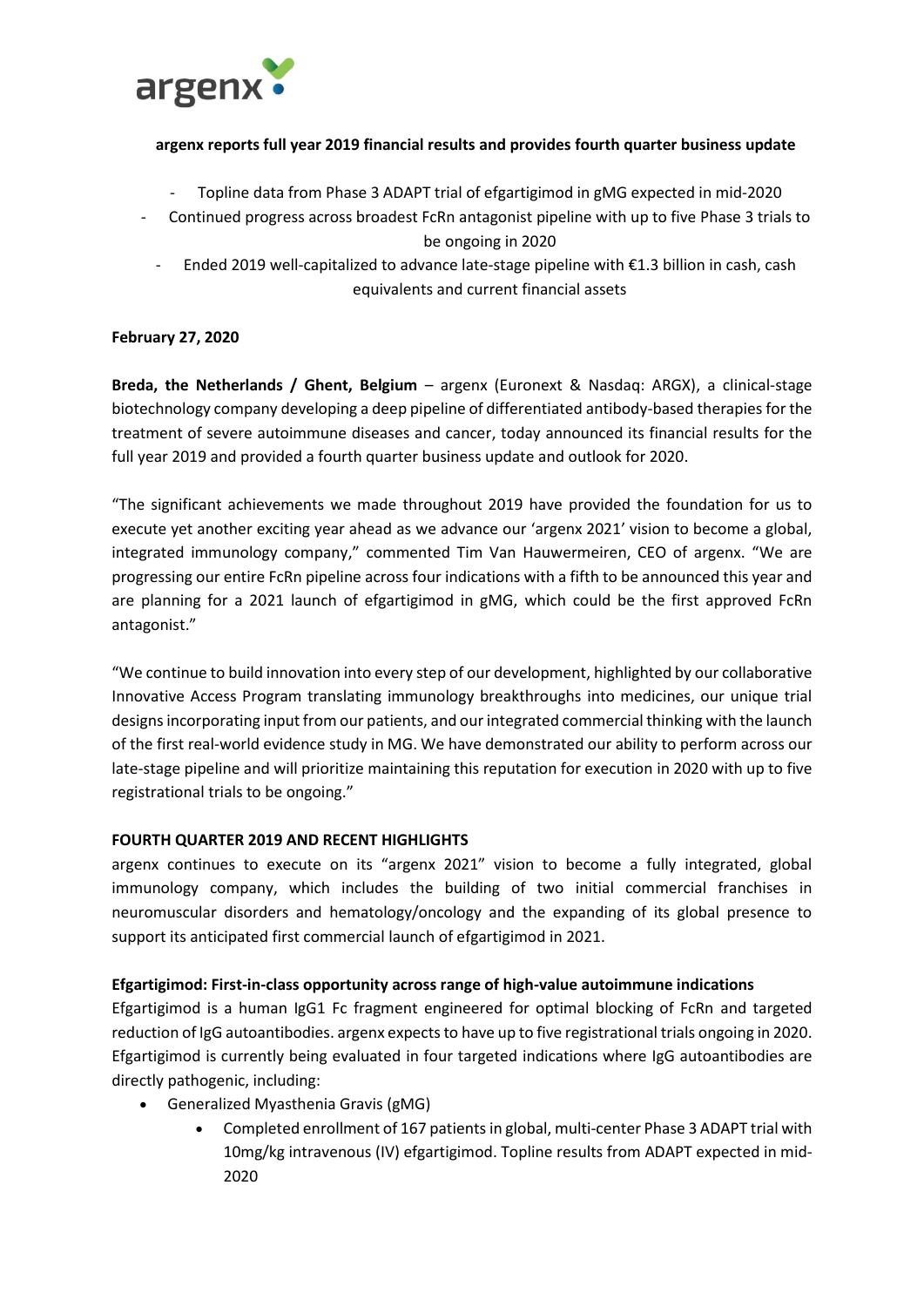**argenx reports full year 2019 financial results and provides fourth quarter business update**

- Topline data from Phase 3 ADAPT trial of efgartigimod in gMG expected in mid-2020
- Continued progress across broadest FcRn antagonist pipeline with up to five Phase 3 trials to be ongoing in 2020
- Ended 2019 well-capitalized to advance late-stage pipeline with €1.3 billion in cash, cash equivalents and current financial assets

**February 27, 2020**

**Breda, the Netherlands / Ghent, Belgium** – argenx (Euronext & Nasdaq: ARGX), a clinical-stage biotechnology company developing a deep pipeline of differentiated antibody-based therapies for the treatment of severe autoimmune diseases and cancer, today announced its financial results for the full year 2019 and provided a fourth quarter business update and outlook for 2020.

"The significant achievements we made throughout 2019 have provided the foundation for us to execute yet another exciting year ahead as we advance our 'argenx 2021' vision to become a global, integrated immunology company," commented Tim Van Hauwermeiren, CEO of argenx. "We are progressing our entire FcRn pipeline across four indications with a fifth to be announced this year and are planning for a 2021 launch of efgartigimod in gMG, which could be the first approved FcRn antagonist."

"We continue to build innovation into every step of our development, highlighted by our collaborative Innovative Access Program translating immunology breakthroughs into medicines, our unique trial designs incorporating input from our patients, and our integrated commercial thinking with the launch of the first real-world evidence study in MG. We have demonstrated our ability to perform across our late-stage pipeline and will prioritize maintaining this reputation for execution in 2020 with up to five registrational trials to be ongoing."

**FOURTH QUARTER 2019 AND RECENT HIGHLIGHTS**

argenx continues to execute on its "argenx 2021" vision to become a fully integrated, global immunology company, which includes the building of two initial commercial franchises in neuromuscular disorders and hematology/oncology and the expanding of its global presence to support its anticipated first commercial launch of efgartigimod in 2021.

**Efgartigimod: First-in-class opportunity across range of high-value autoimmune indications**

Efgartigimod is a human IgG1 Fc fragment engineered for optimal blocking of FcRn and targeted reduction of IgG autoantibodies. argenx expects to have up to five registrational trials ongoing in 2020. Efgartigimod is currently being evaluated in four targeted indications where IgG autoantibodies are directly pathogenic, including:

- Generalized Myasthenia Gravis (gMG)
    - Completed enrollment of 167 patients in global, multi-center Phase 3 ADAPT trial with 10mg/kg intravenous (IV) efgartigimod. Topline results from ADAPT expected in mid-2020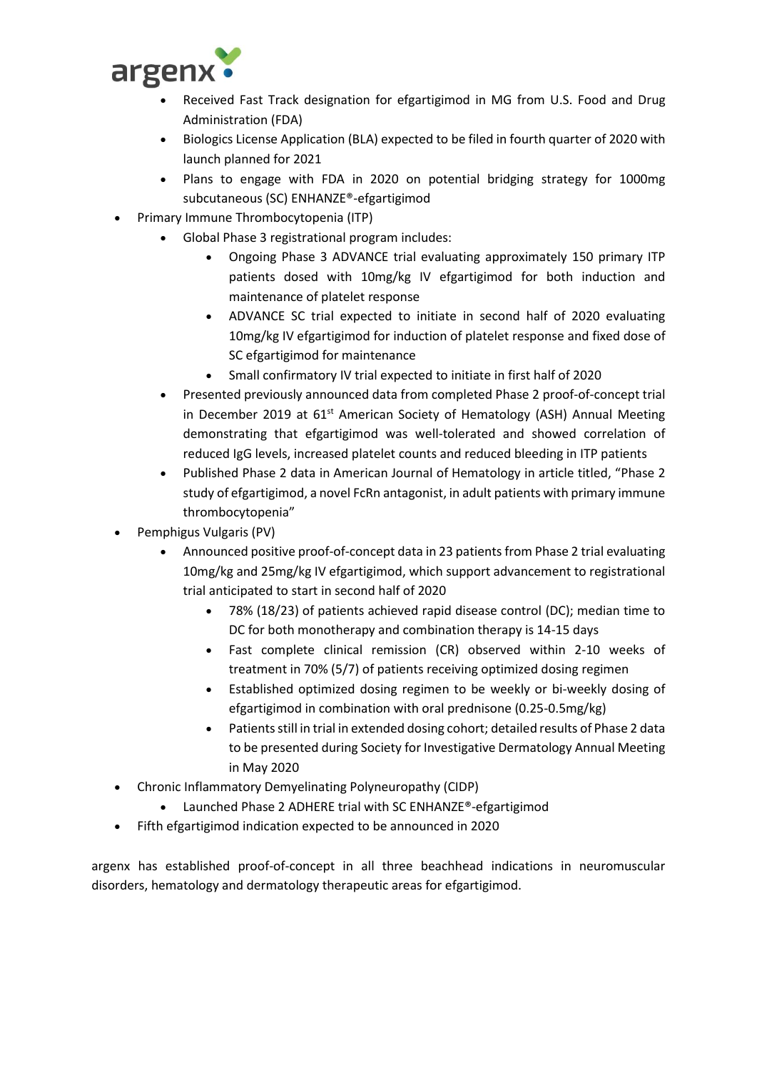- Received Fast Track designation for efgartigimod in MG from U.S. Food and Drug Administration (FDA)
  - Biologics License Application (BLA) expected to be filed in fourth quarter of 2020 with launch planned for 2021
  - Plans to engage with FDA in 2020 on potential bridging strategy for 1000mg subcutaneous (SC) ENHANZE®-efgartigimod
- Primary Immune Thrombocytopenia (ITP)
  - Global Phase 3 registrational program includes:
    - Ongoing Phase 3 ADVANCE trial evaluating approximately 150 primary ITP patients dosed with 10mg/kg IV efgartigimod for both induction and maintenance of platelet response
    - ADVANCE SC trial expected to initiate in second half of 2020 evaluating 10mg/kg IV efgartigimod for induction of platelet response and fixed dose of SC efgartigimod for maintenance
    - Small confirmatory IV trial expected to initiate in first half of 2020
  - Presented previously announced data from completed Phase 2 proof-of-concept trial in December 2019 at 61st American Society of Hematology (ASH) Annual Meeting demonstrating that efgartigimod was well-tolerated and showed correlation of reduced IgG levels, increased platelet counts and reduced bleeding in ITP patients
  - Published Phase 2 data in American Journal of Hematology in article titled, "Phase 2 study of efgartigimod, a novel FcRn antagonist, in adult patients with primary immune thrombocytopenia"
- Pemphigus Vulgaris (PV)
  - Announced positive proof-of-concept data in 23 patients from Phase 2 trial evaluating 10mg/kg and 25mg/kg IV efgartigimod, which support advancement to registrational trial anticipated to start in second half of 2020
    - 78% (18/23) of patients achieved rapid disease control (DC); median time to DC for both monotherapy and combination therapy is 14-15 days
    - Fast complete clinical remission (CR) observed within 2-10 weeks of treatment in 70% (5/7) of patients receiving optimized dosing regimen
    - Established optimized dosing regimen to be weekly or bi-weekly dosing of efgartigimod in combination with oral prednisone (0.25-0.5mg/kg)
    - Patients still in trial in extended dosing cohort; detailed results of Phase 2 data to be presented during Society for Investigative Dermatology Annual Meeting in May 2020
- Chronic Inflammatory Demyelinating Polyneuropathy (CIDP)
  - Launched Phase 2 ADHERE trial with SC ENHANZE®-efgartigimod
- Fifth efgartigimod indication expected to be announced in 2020

argenx has established proof-of-concept in all three beachhead indications in neuromuscular disorders, hematology and dermatology therapeutic areas for efgartigimod.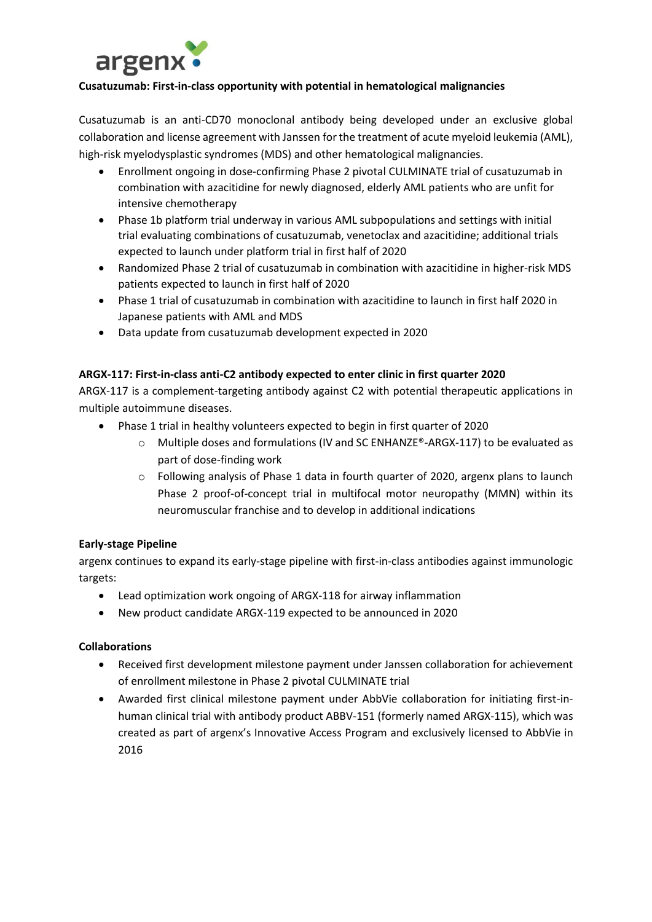**Cusatuzumab: First-in-class opportunity with potential in hematological malignancies**

Cusatuzumab is an anti-CD70 monoclonal antibody being developed under an exclusive global collaboration and license agreement with Janssen for the treatment of acute myeloid leukemia (AML), high-risk myelodysplastic syndromes (MDS) and other hematological malignancies.

- Enrollment ongoing in dose-confirming Phase 2 pivotal CULMINATE trial of cusatuzumab in combination with azacitidine for newly diagnosed, elderly AML patients who are unfit for intensive chemotherapy
- Phase 1b platform trial underway in various AML subpopulations and settings with initial trial evaluating combinations of cusatuzumab, venetoclax and azacitidine; additional trials expected to launch under platform trial in first half of 2020
- Randomized Phase 2 trial of cusatuzumab in combination with azacitidine in higher-risk MDS patients expected to launch in first half of 2020
- Phase 1 trial of cusatuzumab in combination with azacitidine to launch in first half 2020 in Japanese patients with AML and MDS
- Data update from cusatuzumab development expected in 2020

**ARGX-117: First-in-class anti-C2 antibody expected to enter clinic in first quarter 2020**

ARGX-117 is a complement-targeting antibody against C2 with potential therapeutic applications in multiple autoimmune diseases.

- Phase 1 trial in healthy volunteers expected to begin in first quarter of 2020
    - Multiple doses and formulations (IV and SC ENHANZE®-ARGX-117) to be evaluated as part of dose-finding work
    - Following analysis of Phase 1 data in fourth quarter of 2020, argenx plans to launch Phase 2 proof-of-concept trial in multifocal motor neuropathy (MMN) within its neuromuscular franchise and to develop in additional indications

**Early-stage Pipeline**

argenx continues to expand its early-stage pipeline with first-in-class antibodies against immunologic targets:

- Lead optimization work ongoing of ARGX-118 for airway inflammation
- New product candidate ARGX-119 expected to be announced in 2020

**Collaborations**

- Received first development milestone payment under Janssen collaboration for achievement of enrollment milestone in Phase 2 pivotal CULMINATE trial
- Awarded first clinical milestone payment under AbbVie collaboration for initiating first-in-human clinical trial with antibody product ABBV-151 (formerly named ARGX-115), which was created as part of argenx's Innovative Access Program and exclusively licensed to AbbVie in 2016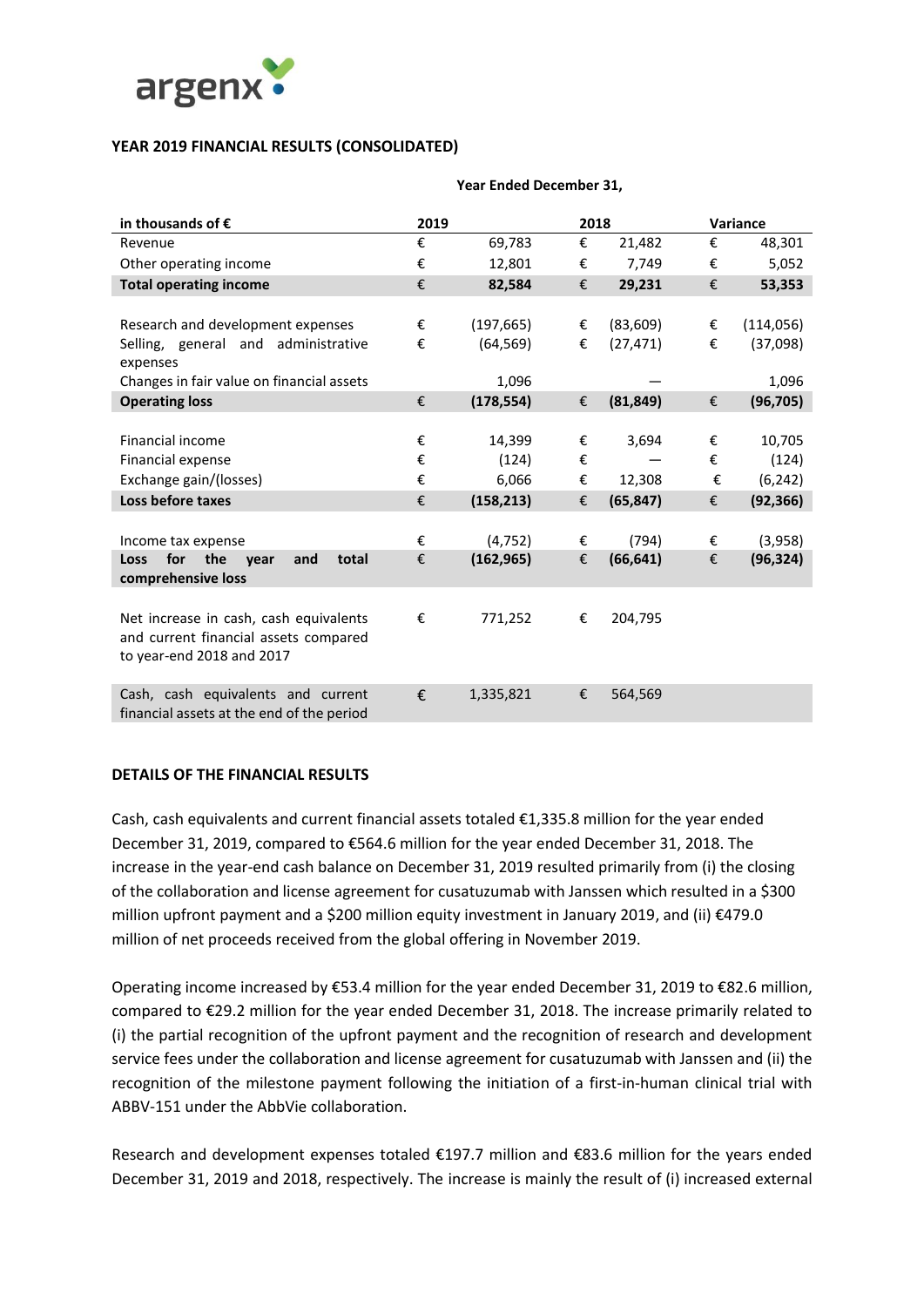## YEAR 2019 FINANCIAL RESULTS (CONSOLIDATED)

| in thousands of € | Year Ended December 31, 2019 | | 2018 | | Variance | |
|---|---|---|---|---|---|---|
| Revenue | € | 69,783 | € | 21,482 | € | 48,301 |
| Other operating income | € | 12,801 | € | 7,749 | € | 5,052 |
| **Total operating income** | **€** | **82,584** | **€** | **29,231** | **€** | **53,353** |
| | | | | | | |
| Research and development expenses | € | (197,665) | € | (83,609) | € | (114,056) |
| Selling, general and administrative expenses | € | (64,569) | € | (27,471) | € | (37,098) |
| Changes in fair value on financial assets | | 1,096 | | — | | 1,096 |
| **Operating loss** | **€** | **(178,554)** | **€** | **(81,849)** | **€** | **(96,705)** |
| | | | | | | |
| Financial income | € | 14,399 | € | 3,694 | € | 10,705 |
| Financial expense | € | (124) | € | — | € | (124) |
| Exchange gain/(losses) | € | 6,066 | € | 12,308 | € | (6,242) |
| **Loss before taxes** | **€** | **(158,213)** | **€** | **(65,847)** | **€** | **(92,366)** |
| | | | | | | |
| Income tax expense | € | (4,752) | € | (794) | € | (3,958) |
| **Loss for the year and total comprehensive loss** | **€** | **(162,965)** | **€** | **(66,641)** | **€** | **(96,324)** |
| | | | | | | |
| Net increase in cash, cash equivalents and current financial assets compared to year-end 2018 and 2017 | € | 771,252 | € | 204,795 | | |
| | | | | | | |
| Cash, cash equivalents and current financial assets at the end of the period | € | 1,335,821 | € | 564,569 | | |

## DETAILS OF THE FINANCIAL RESULTS

Cash, cash equivalents and current financial assets totaled €1,335.8 million for the year ended December 31, 2019, compared to €564.6 million for the year ended December 31, 2018. The increase in the year-end cash balance on December 31, 2019 resulted primarily from (i) the closing of the collaboration and license agreement for cusatuzumab with Janssen which resulted in a $300 million upfront payment and a $200 million equity investment in January 2019, and (ii) €479.0 million of net proceeds received from the global offering in November 2019.

Operating income increased by €53.4 million for the year ended December 31, 2019 to €82.6 million, compared to €29.2 million for the year ended December 31, 2018. The increase primarily related to (i) the partial recognition of the upfront payment and the recognition of research and development service fees under the collaboration and license agreement for cusatuzumab with Janssen and (ii) the recognition of the milestone payment following the initiation of a first-in-human clinical trial with ABBV-151 under the AbbVie collaboration.

Research and development expenses totaled €197.7 million and €83.6 million for the years ended December 31, 2019 and 2018, respectively. The increase is mainly the result of (i) increased external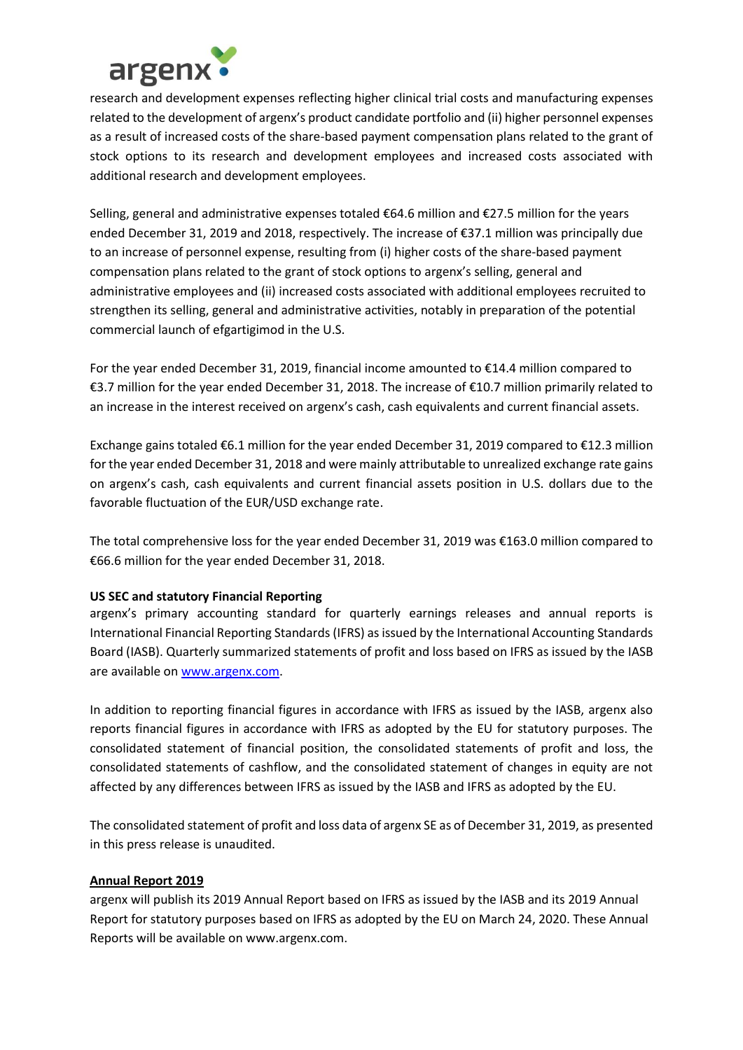research and development expenses reflecting higher clinical trial costs and manufacturing expenses related to the development of argenx's product candidate portfolio and (ii) higher personnel expenses as a result of increased costs of the share-based payment compensation plans related to the grant of stock options to its research and development employees and increased costs associated with additional research and development employees.

Selling, general and administrative expenses totaled €64.6 million and €27.5 million for the years ended December 31, 2019 and 2018, respectively. The increase of €37.1 million was principally due to an increase of personnel expense, resulting from (i) higher costs of the share-based payment compensation plans related to the grant of stock options to argenx's selling, general and administrative employees and (ii) increased costs associated with additional employees recruited to strengthen its selling, general and administrative activities, notably in preparation of the potential commercial launch of efgartigimod in the U.S.

For the year ended December 31, 2019, financial income amounted to €14.4 million compared to €3.7 million for the year ended December 31, 2018. The increase of €10.7 million primarily related to an increase in the interest received on argenx's cash, cash equivalents and current financial assets.

Exchange gains totaled €6.1 million for the year ended December 31, 2019 compared to €12.3 million for the year ended December 31, 2018 and were mainly attributable to unrealized exchange rate gains on argenx's cash, cash equivalents and current financial assets position in U.S. dollars due to the favorable fluctuation of the EUR/USD exchange rate.

The total comprehensive loss for the year ended December 31, 2019 was €163.0 million compared to €66.6 million for the year ended December 31, 2018.

**US SEC and statutory Financial Reporting**

argenx's primary accounting standard for quarterly earnings releases and annual reports is International Financial Reporting Standards (IFRS) as issued by the International Accounting Standards Board (IASB). Quarterly summarized statements of profit and loss based on IFRS as issued by the IASB are available on [www.argenx.com](http://www.argenx.com).

In addition to reporting financial figures in accordance with IFRS as issued by the IASB, argenx also reports financial figures in accordance with IFRS as adopted by the EU for statutory purposes. The consolidated statement of financial position, the consolidated statements of profit and loss, the consolidated statements of cashflow, and the consolidated statement of changes in equity are not affected by any differences between IFRS as issued by the IASB and IFRS as adopted by the EU.

The consolidated statement of profit and loss data of argenx SE as of December 31, 2019, as presented in this press release is unaudited.

**Annual Report 2019**

argenx will publish its 2019 Annual Report based on IFRS as issued by the IASB and its 2019 Annual Report for statutory purposes based on IFRS as adopted by the EU on March 24, 2020. These Annual Reports will be available on www.argenx.com.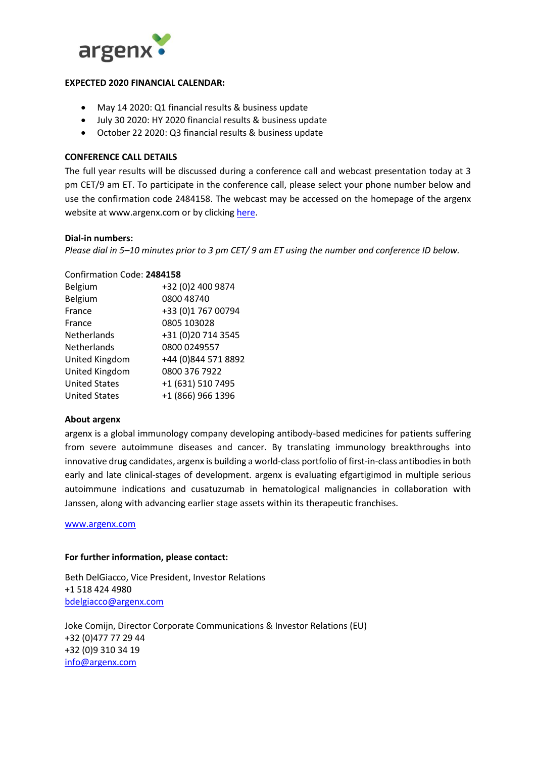**EXPECTED 2020 FINANCIAL CALENDAR:**

- May 14 2020: Q1 financial results & business update
- July 30 2020: HY 2020 financial results & business update
- October 22 2020: Q3 financial results & business update

**CONFERENCE CALL DETAILS**

The full year results will be discussed during a conference call and webcast presentation today at 3 pm CET/9 am ET. To participate in the conference call, please select your phone number below and use the confirmation code 2484158. The webcast may be accessed on the homepage of the argenx website at www.argenx.com or by clicking here.

**Dial-in numbers:**

*Please dial in 5–10 minutes prior to 3 pm CET/ 9 am ET using the number and conference ID below.*

Confirmation Code: **2484158**

| | |
|---|---|
| Belgium | +32 (0)2 400 9874 |
| Belgium | 0800 48740 |
| France | +33 (0)1 767 00794 |
| France | 0805 103028 |
| Netherlands | +31 (0)20 714 3545 |
| Netherlands | 0800 0249557 |
| United Kingdom | +44 (0)844 571 8892 |
| United Kingdom | 0800 376 7922 |
| United States | +1 (631) 510 7495 |
| United States | +1 (866) 966 1396 |

**About argenx**

argenx is a global immunology company developing antibody-based medicines for patients suffering from severe autoimmune diseases and cancer. By translating immunology breakthroughs into innovative drug candidates, argenx is building a world-class portfolio of first-in-class antibodies in both early and late clinical-stages of development. argenx is evaluating efgartigimod in multiple serious autoimmune indications and cusatuzumab in hematological malignancies in collaboration with Janssen, along with advancing earlier stage assets within its therapeutic franchises.

www.argenx.com

**For further information, please contact:**

Beth DelGiacco, Vice President, Investor Relations
+1 518 424 4980
bdelgiacco@argenx.com

Joke Comijn, Director Corporate Communications & Investor Relations (EU)
+32 (0)477 77 29 44
+32 (0)9 310 34 19
info@argenx.com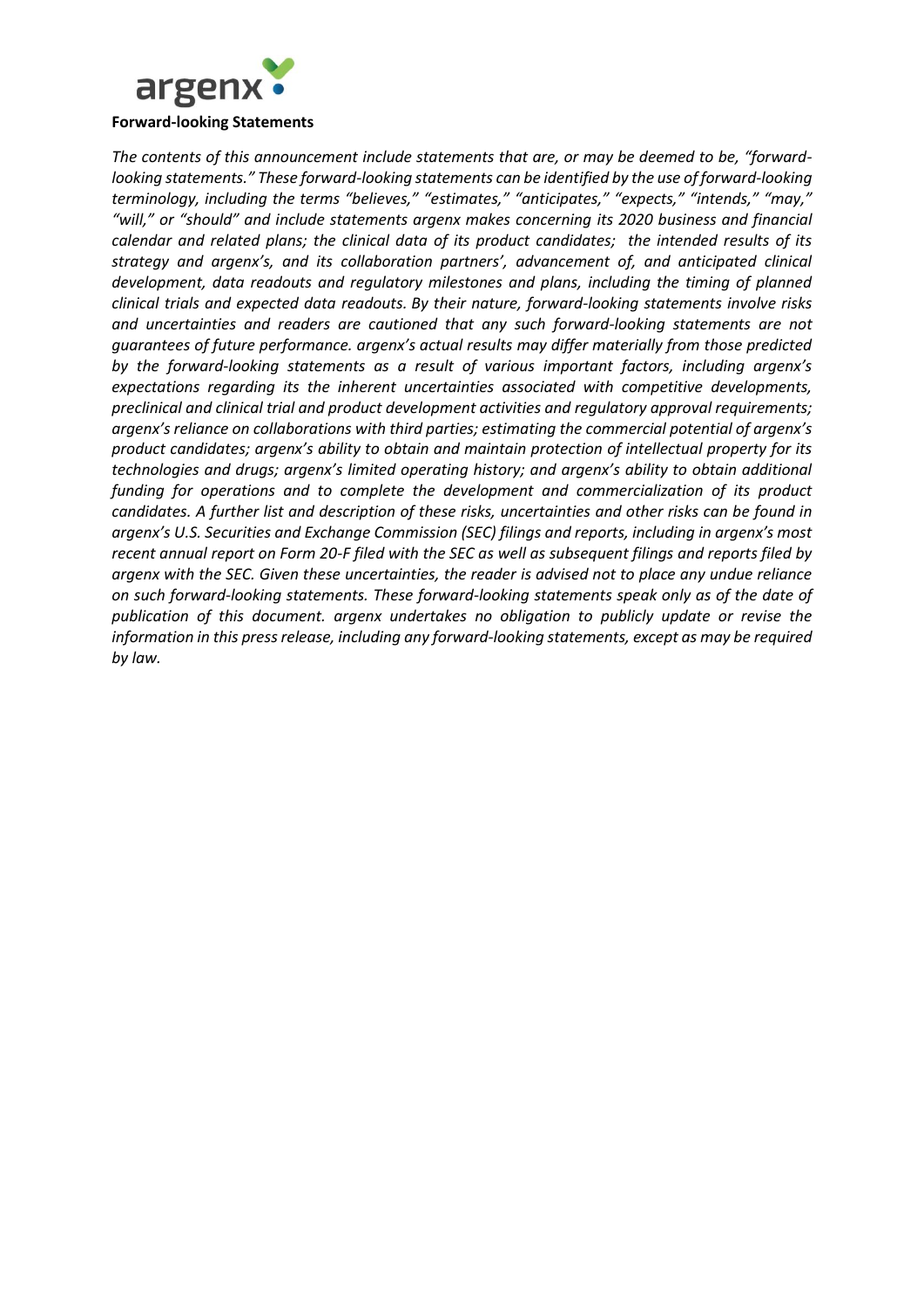**Forward-looking Statements**

*The contents of this announcement include statements that are, or may be deemed to be, "forward-looking statements." These forward-looking statements can be identified by the use of forward-looking terminology, including the terms "believes," "estimates," "anticipates," "expects," "intends," "may," "will," or "should" and include statements argenx makes concerning its 2020 business and financial calendar and related plans; the clinical data of its product candidates; the intended results of its strategy and argenx's, and its collaboration partners', advancement of, and anticipated clinical development, data readouts and regulatory milestones and plans, including the timing of planned clinical trials and expected data readouts. By their nature, forward-looking statements involve risks and uncertainties and readers are cautioned that any such forward-looking statements are not guarantees of future performance. argenx's actual results may differ materially from those predicted by the forward-looking statements as a result of various important factors, including argenx's expectations regarding its the inherent uncertainties associated with competitive developments, preclinical and clinical trial and product development activities and regulatory approval requirements; argenx's reliance on collaborations with third parties; estimating the commercial potential of argenx's product candidates; argenx's ability to obtain and maintain protection of intellectual property for its technologies and drugs; argenx's limited operating history; and argenx's ability to obtain additional funding for operations and to complete the development and commercialization of its product candidates. A further list and description of these risks, uncertainties and other risks can be found in argenx's U.S. Securities and Exchange Commission (SEC) filings and reports, including in argenx's most recent annual report on Form 20-F filed with the SEC as well as subsequent filings and reports filed by argenx with the SEC. Given these uncertainties, the reader is advised not to place any undue reliance on such forward-looking statements. These forward-looking statements speak only as of the date of publication of this document. argenx undertakes no obligation to publicly update or revise the information in this press release, including any forward-looking statements, except as may be required by law.*